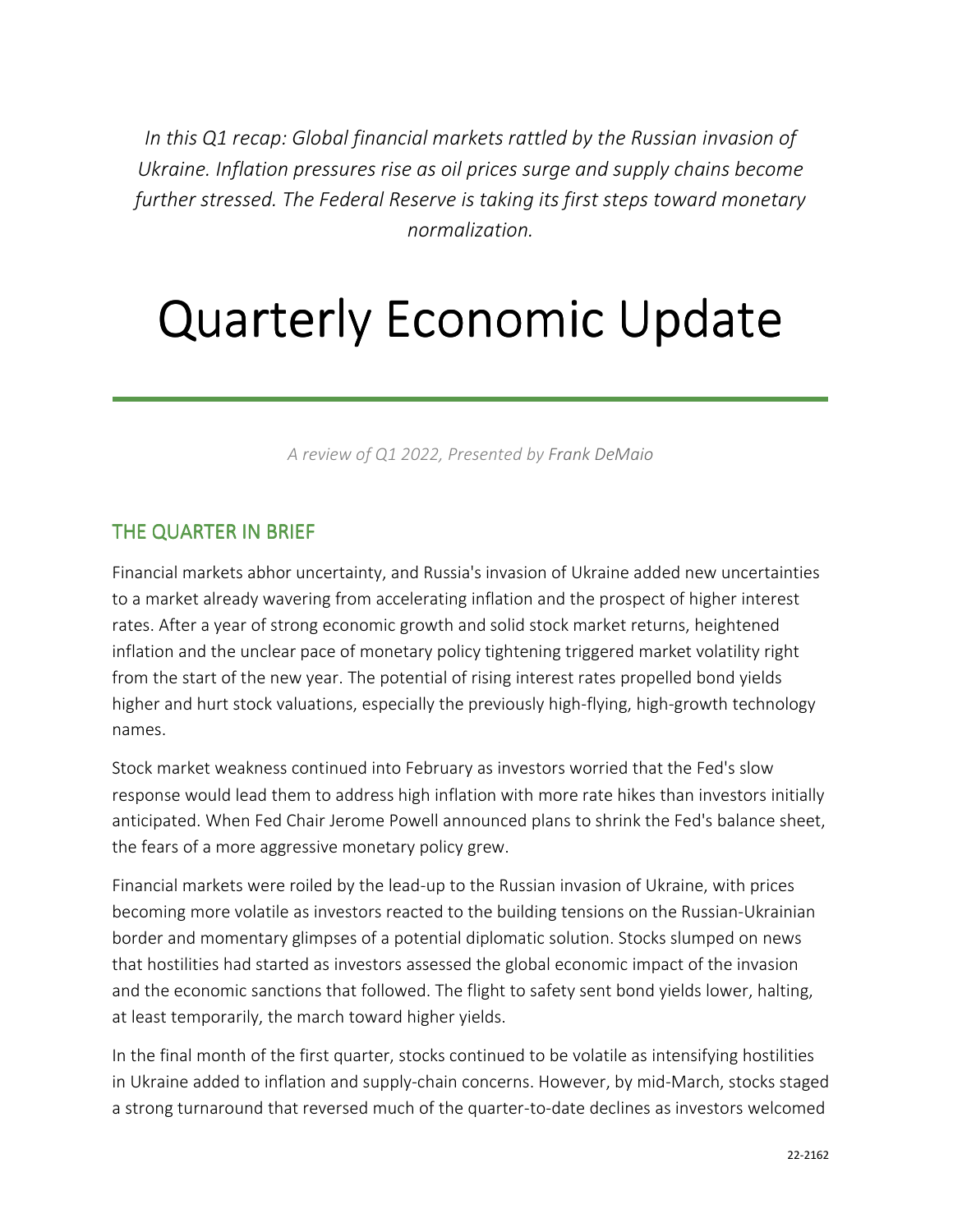*In this Q1 recap: Global financial markets rattled by the Russian invasion of Ukraine. Inflation pressures rise as oil prices surge and supply chains become further stressed. The Federal Reserve is taking its first steps toward monetary normalization.*

# Quarterly Economic Update

*A review of Q1 2022, Presented by Frank DeMaio*

## THE QUARTER IN BRIEF

Financial markets abhor uncertainty, and Russia's invasion of Ukraine added new uncertainties to a market already wavering from accelerating inflation and the prospect of higher interest rates. After a year of strong economic growth and solid stock market returns, heightened inflation and the unclear pace of monetary policy tightening triggered market volatility right from the start of the new year. The potential of rising interest rates propelled bond yields higher and hurt stock valuations, especially the previously high-flying, high-growth technology names.

Stock market weakness continued into February as investors worried that the Fed's slow response would lead them to address high inflation with more rate hikes than investors initially anticipated. When Fed Chair Jerome Powell announced plans to shrink the Fed's balance sheet, the fears of a more aggressive monetary policy grew.

Financial markets were roiled by the lead-up to the Russian invasion of Ukraine, with prices becoming more volatile as investors reacted to the building tensions on the Russian-Ukrainian border and momentary glimpses of a potential diplomatic solution. Stocks slumped on news that hostilities had started as investors assessed the global economic impact of the invasion and the economic sanctions that followed. The flight to safety sent bond yields lower, halting, at least temporarily, the march toward higher yields.

In the final month of the first quarter, stocks continued to be volatile as intensifying hostilities in Ukraine added to inflation and supply-chain concerns. However, by mid-March, stocks staged a strong turnaround that reversed much of the quarter-to-date declines as investors welcomed

22-2162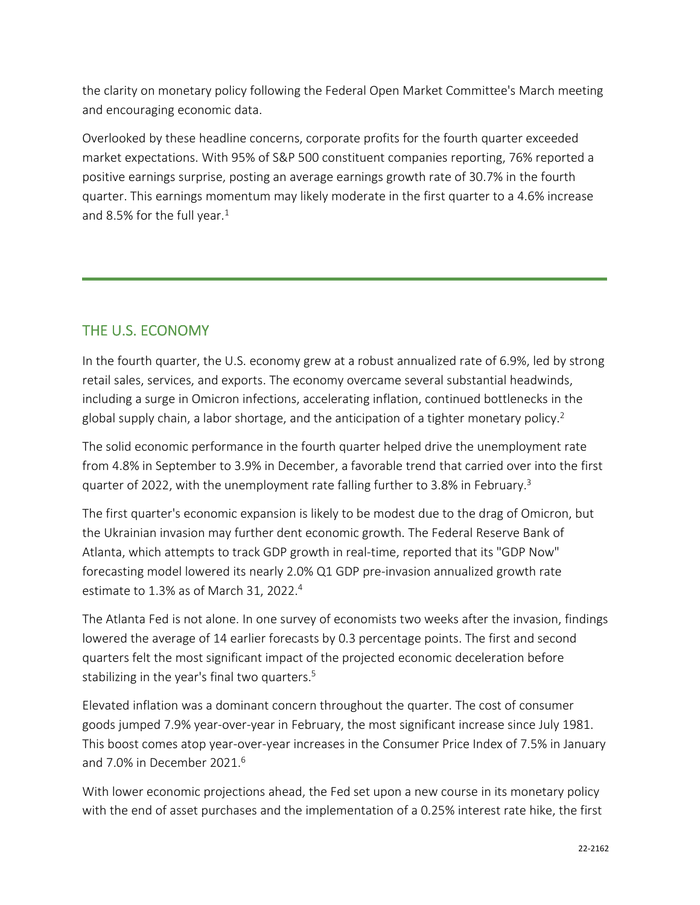the clarity on monetary policy following the Federal Open Market Committee's March meeting and encouraging economic data.

Overlooked by these headline concerns, corporate profits for the fourth quarter exceeded market expectations. With 95% of S&P 500 constituent companies reporting, 76% reported a positive earnings surprise, posting an average earnings growth rate of 30.7% in the fourth quarter. This earnings momentum may likely moderate in the first quarter to a 4.6% increase and 8.5% for the full year.[1]

---

## THE U.S. ECONOMY

In the fourth quarter, the U.S. economy grew at a robust annualized rate of 6.9%, led by strong retail sales, services, and exports. The economy overcame several substantial headwinds, including a surge in Omicron infections, accelerating inflation, continued bottlenecks in the global supply chain, a labor shortage, and the anticipation of a tighter monetary policy.[2]

The solid economic performance in the fourth quarter helped drive the unemployment rate from 4.8% in September to 3.9% in December, a favorable trend that carried over into the first quarter of 2022, with the unemployment rate falling further to 3.8% in February.[3]

The first quarter's economic expansion is likely to be modest due to the drag of Omicron, but the Ukrainian invasion may further dent economic growth. The Federal Reserve Bank of Atlanta, which attempts to track GDP growth in real-time, reported that its "GDP Now" forecasting model lowered its nearly 2.0% Q1 GDP pre-invasion annualized growth rate estimate to 1.3% as of March 31, 2022.[4]

The Atlanta Fed is not alone. In one survey of economists two weeks after the invasion, findings lowered the average of 14 earlier forecasts by 0.3 percentage points. The first and second quarters felt the most significant impact of the projected economic deceleration before stabilizing in the year's final two quarters.[5]

Elevated inflation was a dominant concern throughout the quarter. The cost of consumer goods jumped 7.9% year-over-year in February, the most significant increase since July 1981. This boost comes atop year-over-year increases in the Consumer Price Index of 7.5% in January and 7.0% in December 2021.[6]

With lower economic projections ahead, the Fed set upon a new course in its monetary policy with the end of asset purchases and the implementation of a 0.25% interest rate hike, the first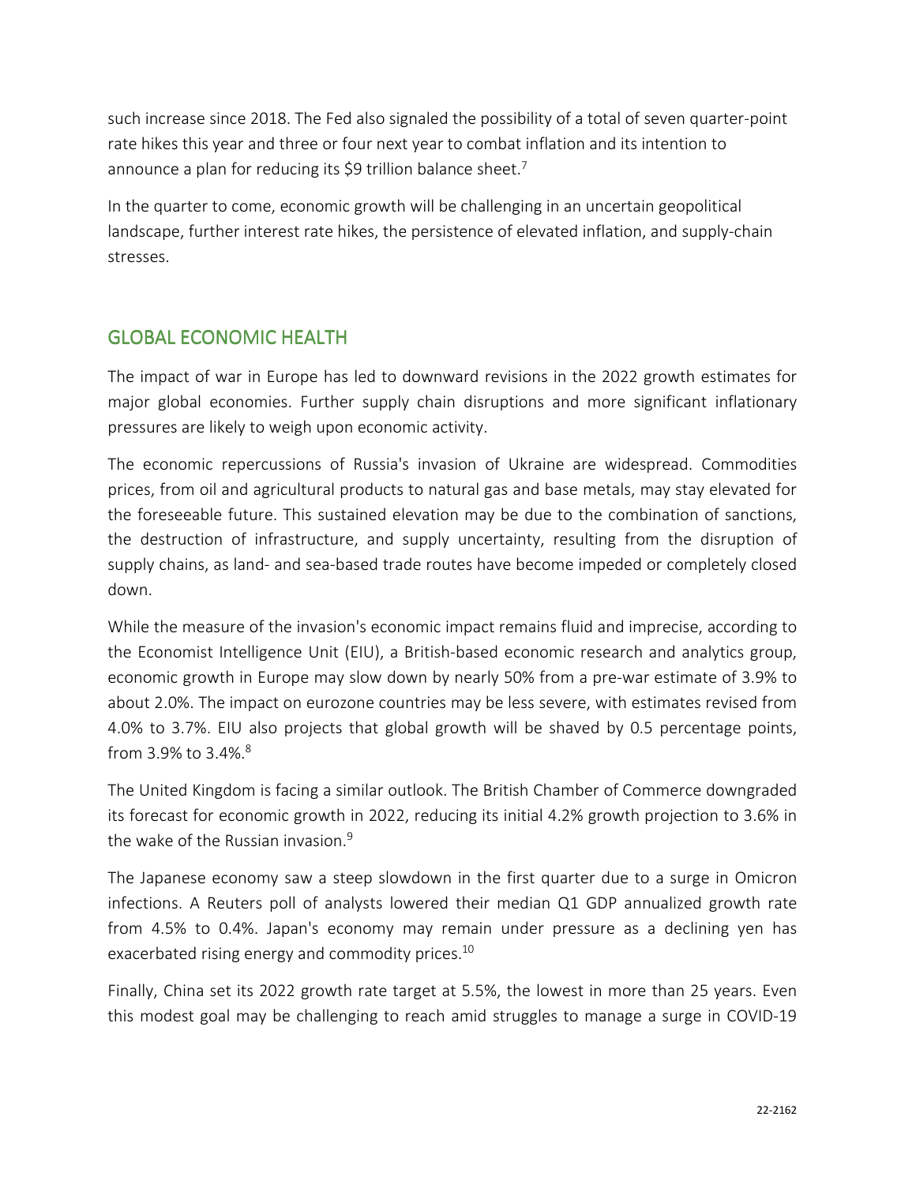such increase since 2018. The Fed also signaled the possibility of a total of seven quarter-point rate hikes this year and three or four next year to combat inflation and its intention to announce a plan for reducing its $9 trillion balance sheet.[7]

In the quarter to come, economic growth will be challenging in an uncertain geopolitical landscape, further interest rate hikes, the persistence of elevated inflation, and supply-chain stresses.

## GLOBAL ECONOMIC HEALTH

The impact of war in Europe has led to downward revisions in the 2022 growth estimates for major global economies. Further supply chain disruptions and more significant inflationary pressures are likely to weigh upon economic activity.

The economic repercussions of Russia's invasion of Ukraine are widespread. Commodities prices, from oil and agricultural products to natural gas and base metals, may stay elevated for the foreseeable future. This sustained elevation may be due to the combination of sanctions, the destruction of infrastructure, and supply uncertainty, resulting from the disruption of supply chains, as land- and sea-based trade routes have become impeded or completely closed down.

While the measure of the invasion's economic impact remains fluid and imprecise, according to the Economist Intelligence Unit (EIU), a British-based economic research and analytics group, economic growth in Europe may slow down by nearly 50% from a pre-war estimate of 3.9% to about 2.0%. The impact on eurozone countries may be less severe, with estimates revised from 4.0% to 3.7%. EIU also projects that global growth will be shaved by 0.5 percentage points, from 3.9% to 3.4%.[8]

The United Kingdom is facing a similar outlook. The British Chamber of Commerce downgraded its forecast for economic growth in 2022, reducing its initial 4.2% growth projection to 3.6% in the wake of the Russian invasion.[9]

The Japanese economy saw a steep slowdown in the first quarter due to a surge in Omicron infections. A Reuters poll of analysts lowered their median Q1 GDP annualized growth rate from 4.5% to 0.4%. Japan's economy may remain under pressure as a declining yen has exacerbated rising energy and commodity prices.[10]

Finally, China set its 2022 growth rate target at 5.5%, the lowest in more than 25 years. Even this modest goal may be challenging to reach amid struggles to manage a surge in COVID-19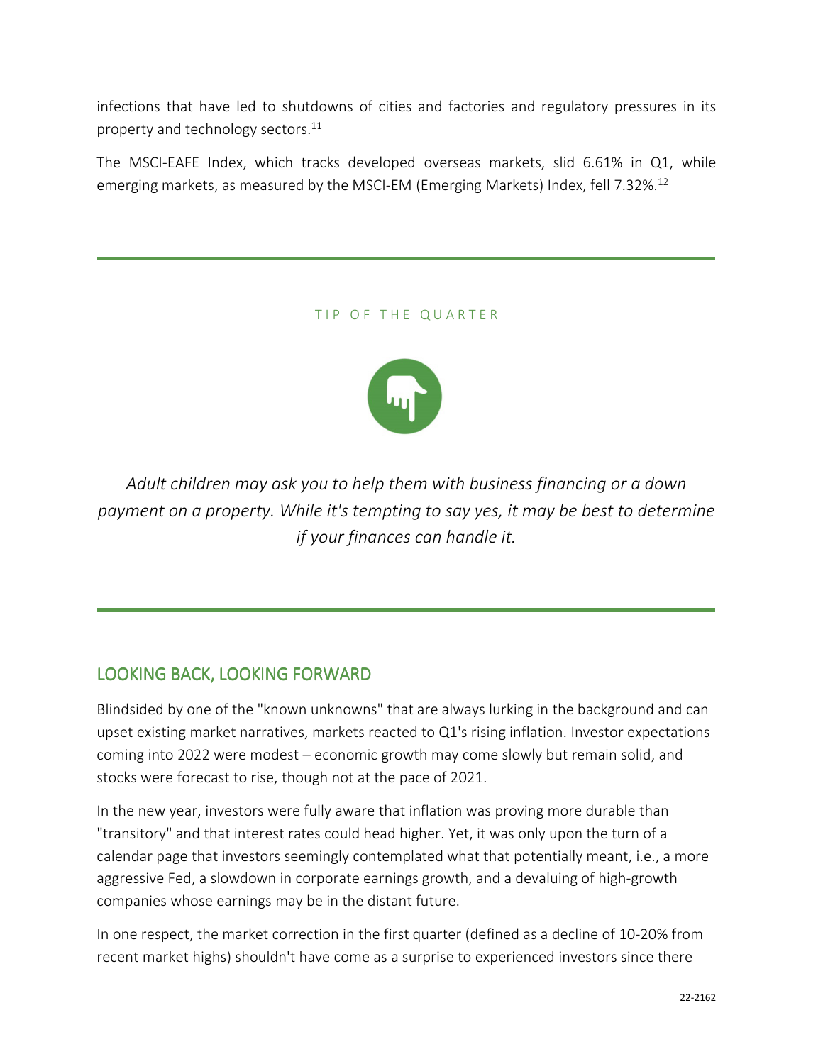infections that have led to shutdowns of cities and factories and regulatory pressures in its property and technology sectors.[11]

The MSCI-EAFE Index, which tracks developed overseas markets, slid 6.61% in Q1, while emerging markets, as measured by the MSCI-EM (Emerging Markets) Index, fell 7.32%.[12]

---

TIP OF THE QUARTER

*Adult children may ask you to help them with business financing or a down payment on a property. While it's tempting to say yes, it may be best to determine if your finances can handle it.*

---

## LOOKING BACK, LOOKING FORWARD

Blindsided by one of the "known unknowns" that are always lurking in the background and can upset existing market narratives, markets reacted to Q1's rising inflation. Investor expectations coming into 2022 were modest – economic growth may come slowly but remain solid, and stocks were forecast to rise, though not at the pace of 2021.

In the new year, investors were fully aware that inflation was proving more durable than "transitory" and that interest rates could head higher. Yet, it was only upon the turn of a calendar page that investors seemingly contemplated what that potentially meant, i.e., a more aggressive Fed, a slowdown in corporate earnings growth, and a devaluing of high-growth companies whose earnings may be in the distant future.

In one respect, the market correction in the first quarter (defined as a decline of 10-20% from recent market highs) shouldn't have come as a surprise to experienced investors since there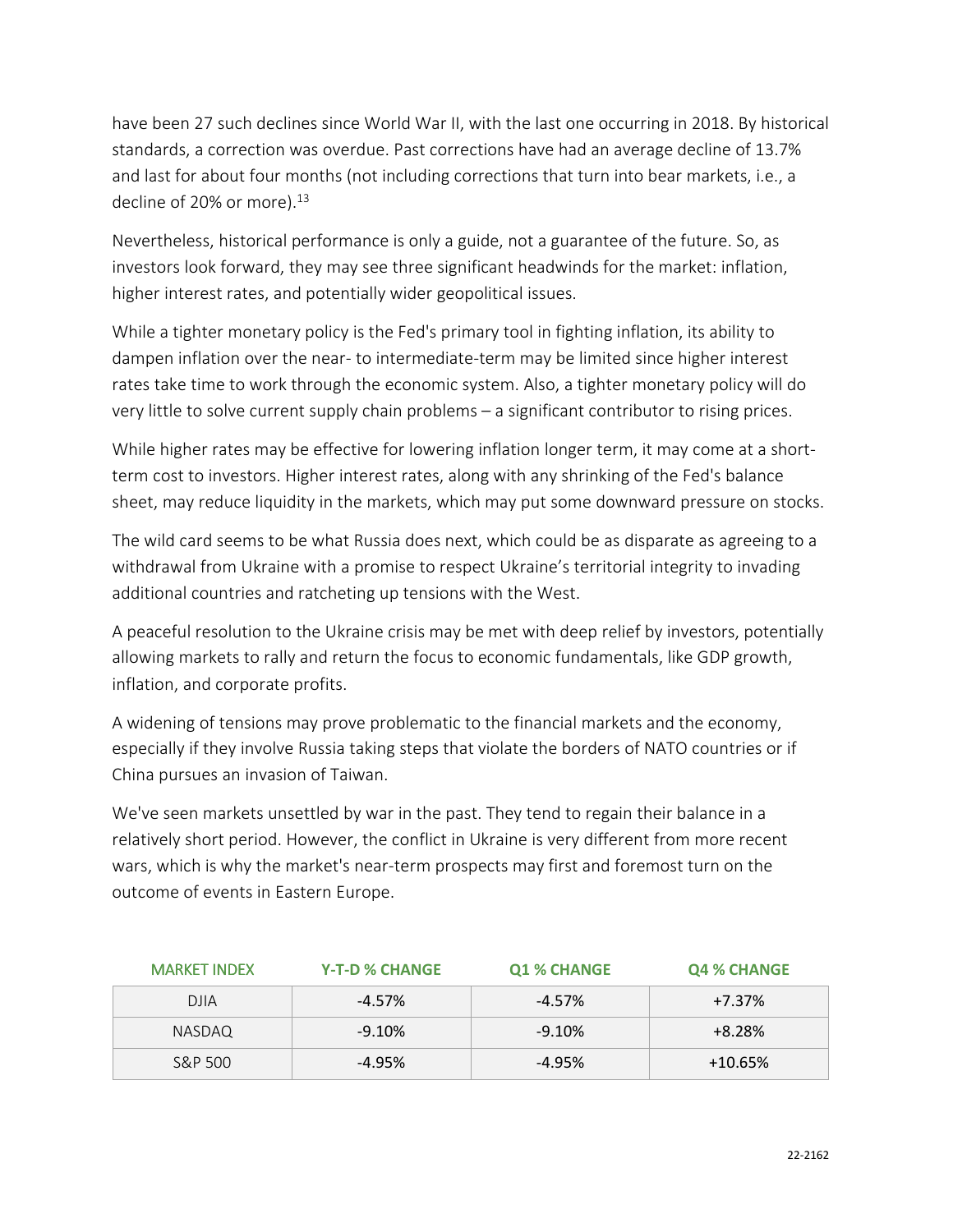have been 27 such declines since World War II, with the last one occurring in 2018. By historical standards, a correction was overdue. Past corrections have had an average decline of 13.7% and last for about four months (not including corrections that turn into bear markets, i.e., a decline of 20% or more).[13]

Nevertheless, historical performance is only a guide, not a guarantee of the future. So, as investors look forward, they may see three significant headwinds for the market: inflation, higher interest rates, and potentially wider geopolitical issues.

While a tighter monetary policy is the Fed's primary tool in fighting inflation, its ability to dampen inflation over the near- to intermediate-term may be limited since higher interest rates take time to work through the economic system. Also, a tighter monetary policy will do very little to solve current supply chain problems – a significant contributor to rising prices.

While higher rates may be effective for lowering inflation longer term, it may come at a short-term cost to investors. Higher interest rates, along with any shrinking of the Fed's balance sheet, may reduce liquidity in the markets, which may put some downward pressure on stocks.

The wild card seems to be what Russia does next, which could be as disparate as agreeing to a withdrawal from Ukraine with a promise to respect Ukraine's territorial integrity to invading additional countries and ratcheting up tensions with the West.

A peaceful resolution to the Ukraine crisis may be met with deep relief by investors, potentially allowing markets to rally and return the focus to economic fundamentals, like GDP growth, inflation, and corporate profits.

A widening of tensions may prove problematic to the financial markets and the economy, especially if they involve Russia taking steps that violate the borders of NATO countries or if China pursues an invasion of Taiwan.

We've seen markets unsettled by war in the past. They tend to regain their balance in a relatively short period. However, the conflict in Ukraine is very different from more recent wars, which is why the market's near-term prospects may first and foremost turn on the outcome of events in Eastern Europe.

| MARKET INDEX | Y-T-D % CHANGE | Q1 % CHANGE | Q4 % CHANGE |
|---|---|---|---|
| DJIA | -4.57% | -4.57% | +7.37% |
| NASDAQ | -9.10% | -9.10% | +8.28% |
| S&P 500 | -4.95% | -4.95% | +10.65% |

22-2162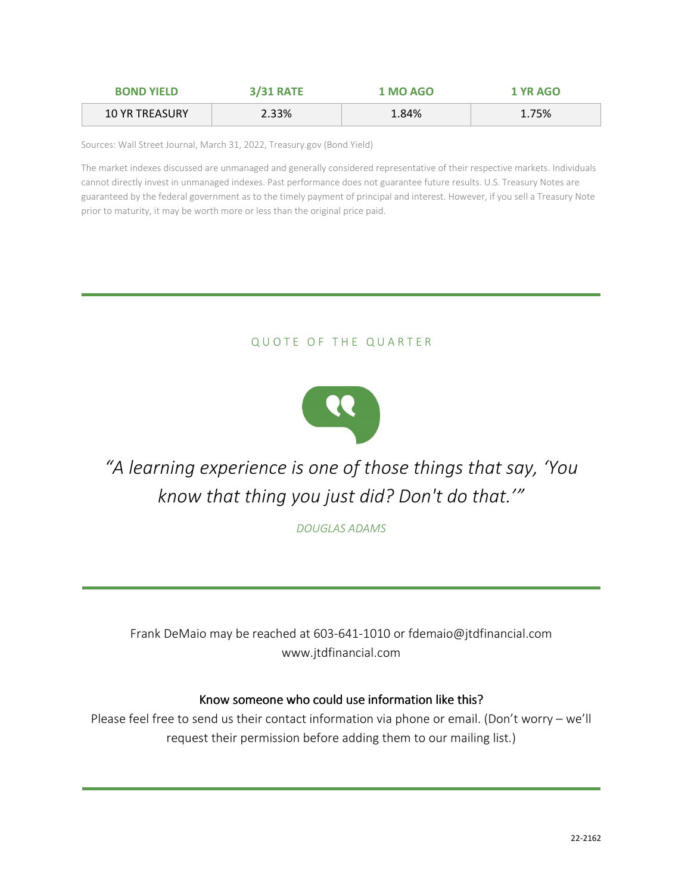| BOND YIELD | 3/31 RATE | 1 MO AGO | 1 YR AGO |
| --- | --- | --- | --- |
| 10 YR TREASURY | 2.33% | 1.84% | 1.75% |

Sources: Wall Street Journal, March 31, 2022, Treasury.gov (Bond Yield)

The market indexes discussed are unmanaged and generally considered representative of their respective markets. Individuals cannot directly invest in unmanaged indexes. Past performance does not guarantee future results. U.S. Treasury Notes are guaranteed by the federal government as to the timely payment of principal and interest. However, if you sell a Treasury Note prior to maturity, it may be worth more or less than the original price paid.

---

## QUOTE OF THE QUARTER

*"A learning experience is one of those things that say, 'You know that thing you just did? Don't do that.'"*

*DOUGLAS ADAMS*

---

Frank DeMaio may be reached at 603-641-1010 or fdemaio@jtdfinancial.com
www.jtdfinancial.com

### Know someone who could use information like this?

Please feel free to send us their contact information via phone or email. (Don't worry – we'll request their permission before adding them to our mailing list.)

---

22-2162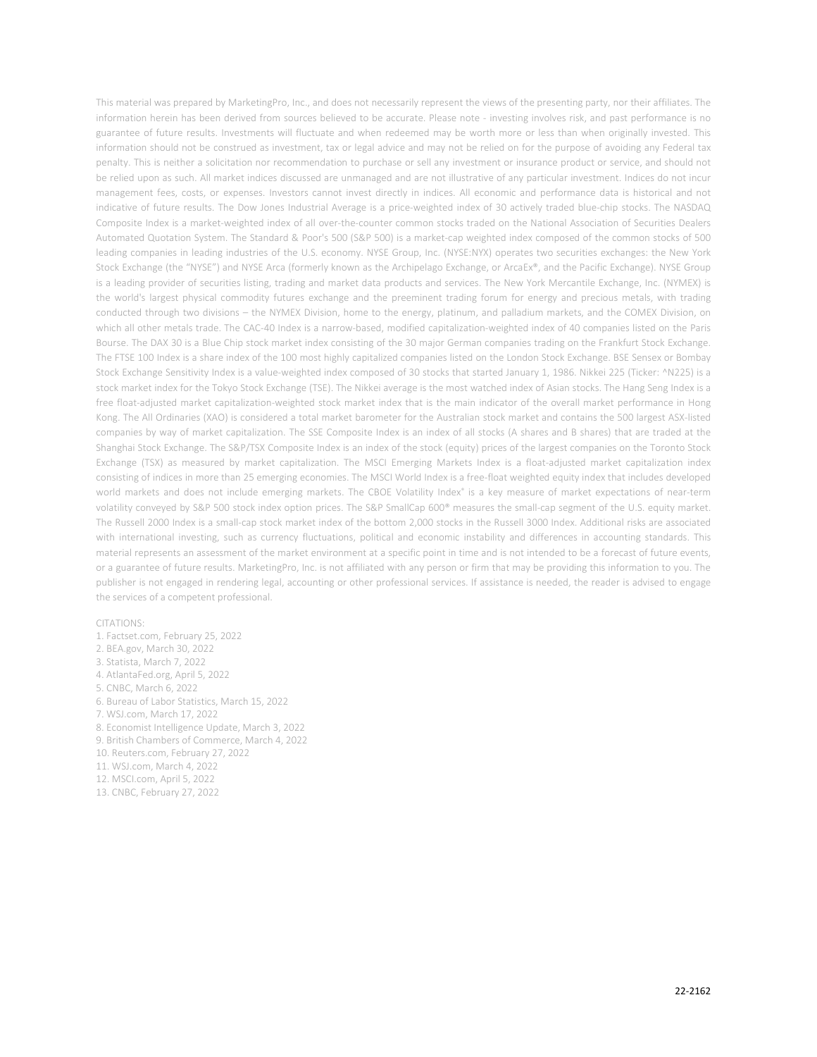This material was prepared by MarketingPro, Inc., and does not necessarily represent the views of the presenting party, nor their affiliates. The information herein has been derived from sources believed to be accurate. Please note - investing involves risk, and past performance is no guarantee of future results. Investments will fluctuate and when redeemed may be worth more or less than when originally invested. This information should not be construed as investment, tax or legal advice and may not be relied on for the purpose of avoiding any Federal tax penalty. This is neither a solicitation nor recommendation to purchase or sell any investment or insurance product or service, and should not be relied upon as such. All market indices discussed are unmanaged and are not illustrative of any particular investment. Indices do not incur management fees, costs, or expenses. Investors cannot invest directly in indices. All economic and performance data is historical and not indicative of future results. The Dow Jones Industrial Average is a price-weighted index of 30 actively traded blue-chip stocks. The NASDAQ Composite Index is a market-weighted index of all over-the-counter common stocks traded on the National Association of Securities Dealers Automated Quotation System. The Standard & Poor's 500 (S&P 500) is a market-cap weighted index composed of the common stocks of 500 leading companies in leading industries of the U.S. economy. NYSE Group, Inc. (NYSE:NYX) operates two securities exchanges: the New York Stock Exchange (the "NYSE") and NYSE Arca (formerly known as the Archipelago Exchange, or ArcaEx®, and the Pacific Exchange). NYSE Group is a leading provider of securities listing, trading and market data products and services. The New York Mercantile Exchange, Inc. (NYMEX) is the world's largest physical commodity futures exchange and the preeminent trading forum for energy and precious metals, with trading conducted through two divisions – the NYMEX Division, home to the energy, platinum, and palladium markets, and the COMEX Division, on which all other metals trade. The CAC-40 Index is a narrow-based, modified capitalization-weighted index of 40 companies listed on the Paris Bourse. The DAX 30 is a Blue Chip stock market index consisting of the 30 major German companies trading on the Frankfurt Stock Exchange. The FTSE 100 Index is a share index of the 100 most highly capitalized companies listed on the London Stock Exchange. BSE Sensex or Bombay Stock Exchange Sensitivity Index is a value-weighted index composed of 30 stocks that started January 1, 1986. Nikkei 225 (Ticker: ^N225) is a stock market index for the Tokyo Stock Exchange (TSE). The Nikkei average is the most watched index of Asian stocks. The Hang Seng Index is a free float-adjusted market capitalization-weighted stock market index that is the main indicator of the overall market performance in Hong Kong. The All Ordinaries (XAO) is considered a total market barometer for the Australian stock market and contains the 500 largest ASX-listed companies by way of market capitalization. The SSE Composite Index is an index of all stocks (A shares and B shares) that are traded at the Shanghai Stock Exchange. The S&P/TSX Composite Index is an index of the stock (equity) prices of the largest companies on the Toronto Stock Exchange (TSX) as measured by market capitalization. The MSCI Emerging Markets Index is a float-adjusted market capitalization index consisting of indices in more than 25 emerging economies. The MSCI World Index is a free-float weighted equity index that includes developed world markets and does not include emerging markets. The CBOE Volatility Index® is a key measure of market expectations of near-term volatility conveyed by S&P 500 stock index option prices. The S&P SmallCap 600® measures the small-cap segment of the U.S. equity market. The Russell 2000 Index is a small-cap stock market index of the bottom 2,000 stocks in the Russell 3000 Index. Additional risks are associated with international investing, such as currency fluctuations, political and economic instability and differences in accounting standards. This material represents an assessment of the market environment at a specific point in time and is not intended to be a forecast of future events, or a guarantee of future results. MarketingPro, Inc. is not affiliated with any person or firm that may be providing this information to you. The publisher is not engaged in rendering legal, accounting or other professional services. If assistance is needed, the reader is advised to engage the services of a competent professional.

CITATIONS:

1. Factset.com, February 25, 2022
2. BEA.gov, March 30, 2022
3. Statista, March 7, 2022
4. AtlantaFed.org, April 5, 2022
5. CNBC, March 6, 2022
6. Bureau of Labor Statistics, March 15, 2022
7. WSJ.com, March 17, 2022
8. Economist Intelligence Update, March 3, 2022
9. British Chambers of Commerce, March 4, 2022
10. Reuters.com, February 27, 2022
11. WSJ.com, March 4, 2022
12. MSCI.com, April 5, 2022
13. CNBC, February 27, 2022

22-2162